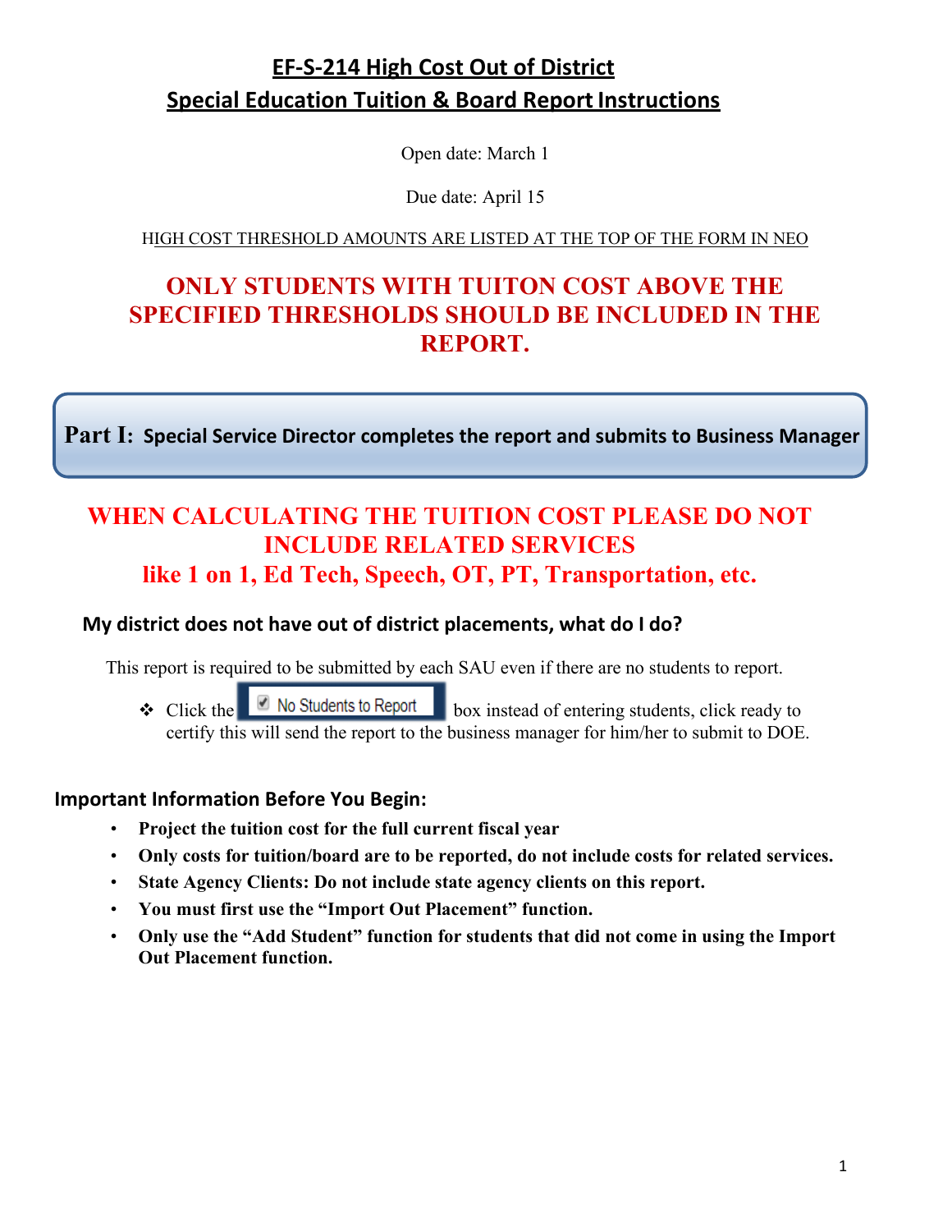# EF-S-214 High Cost Out of District Special Education Tuition & Board Report Instructions

Open date: March 1

Due date: April 15

HIGH COST THRESHOLD AMOUNTS ARE LISTED AT THE TOP OF THE FORM IN NEO

**ONLY STUDENTS WITH TUITON COST ABOVE THE SPECIFIED THRESHOLDS SHOULD BE INCLUDED IN THE REPORT.**

## Part I: Special Service Director completes the report and submits to Business Manager

**WHEN CALCULATING THE TUITION COST PLEASE DO NOT INCLUDE RELATED SERVICES like 1 on 1, Ed Tech, Speech, OT, PT, Transportation, etc.**

### My district does not have out of district placements, what do I do?

This report is required to be submitted by each SAU even if there are no students to report.

- Click the "No Students to Report" box instead of entering students, click ready to certify this will send the report to the business manager for him/her to submit to DOE.

### Important Information Before You Begin:

- **Project the tuition cost for the full current fiscal year**
- **Only costs for tuition/board are to be reported, do not include costs for related services.**
- **State Agency Clients: Do not include state agency clients on this report.**
- **You must first use the "Import Out Placement" function.**
- **Only use the "Add Student" function for students that did not come in using the Import Out Placement function.**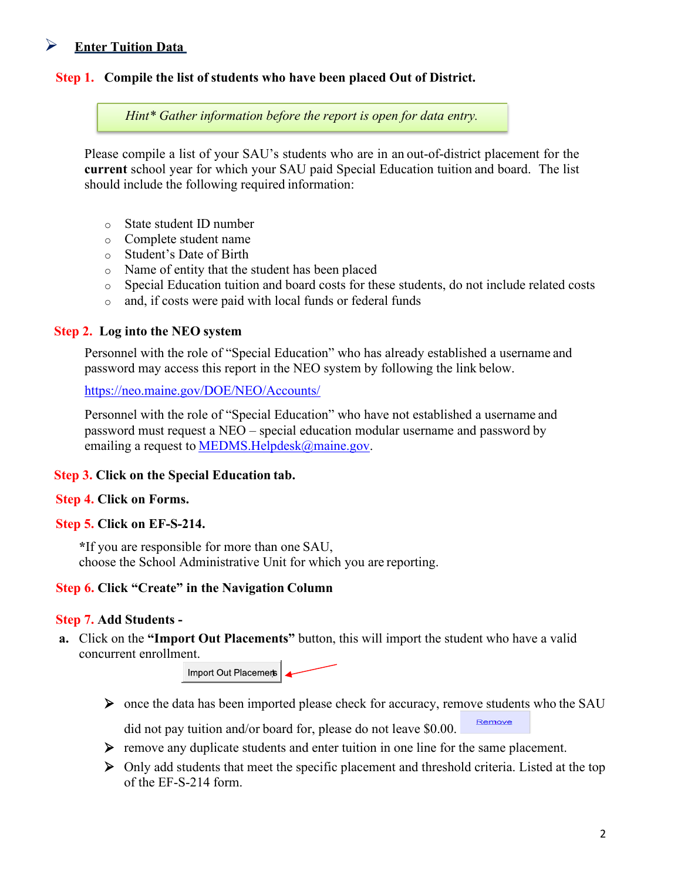## ➢ Enter Tuition Data

**Step 1. Compile the list of students who have been placed Out of District.**

*Hint* Gather information before the report is open for data entry.*

Please compile a list of your SAU's students who are in an out-of-district placement for the **current** school year for which your SAU paid Special Education tuition and board. The list should include the following required information:

- State student ID number
- Complete student name
- Student's Date of Birth
- Name of entity that the student has been placed
- Special Education tuition and board costs for these students, do not include related costs
- and, if costs were paid with local funds or federal funds

**Step 2. Log into the NEO system**

Personnel with the role of "Special Education" who has already established a username and password may access this report in the NEO system by following the link below.

https://neo.maine.gov/DOE/NEO/Accounts/

Personnel with the role of "Special Education" who have not established a username and password must request a NEO – special education modular username and password by emailing a request to MEDMS.Helpdesk@maine.gov.

**Step 3. Click on the Special Education tab.**

**Step 4. Click on Forms.**

**Step 5. Click on EF-S-214.**

*If you are responsible for more than one SAU, choose the School Administrative Unit for which you are reporting.

**Step 6. Click "Create" in the Navigation Column**

**Step 7. Add Students -**

**a.** Click on the **"Import Out Placements"** button, this will import the student who have a valid concurrent enrollment.

Import Out Placements

- ➢ once the data has been imported please check for accuracy, remove students who the SAU did not pay tuition and/or board for, please do not leave $0.00. Remove
- ➢ remove any duplicate students and enter tuition in one line for the same placement.
- ➢ Only add students that meet the specific placement and threshold criteria. Listed at the top of the EF-S-214 form.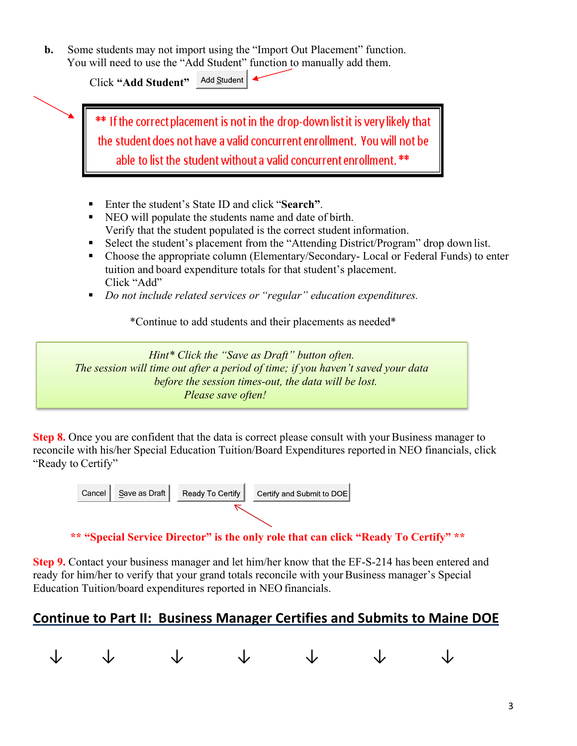**b.** Some students may not import using the "Import Out Placement" function. You will need to use the "Add Student" function to manually add them.

Click **"Add Student"** Add Student

** If the correct placement is not in the drop-down list it is very likely that the student does not have a valid concurrent enrollment. You will not be able to list the student without a valid concurrent enrollment. **

- Enter the student's State ID and click "**Search**".
- NEO will populate the students name and date of birth. Verify that the student populated is the correct student information.
- Select the student's placement from the "Attending District/Program" drop down list.
- Choose the appropriate column (Elementary/Secondary- Local or Federal Funds) to enter tuition and board expenditure totals for that student's placement. Click "Add"
- *Do not include related services or "regular" education expenditures.*

*Continue to add students and their placements as needed*

*Hint* Click the "Save as Draft" button often.*
*The session will time out after a period of time; if you haven't saved your data before the session times-out, the data will be lost.*
*Please save often!*

**Step 8.** Once you are confident that the data is correct please consult with your Business manager to reconcile with his/her Special Education Tuition/Board Expenditures reported in NEO financials, click "Ready to Certify"

Cancel | Save as Draft | Ready To Certify | Certify and Submit to DOE

**** "Special Service Director" is the only role that can click "Ready To Certify" ****

**Step 9.** Contact your business manager and let him/her know that the EF-S-214 has been entered and ready for him/her to verify that your grand totals reconcile with your Business manager's Special Education Tuition/board expenditures reported in NEO financials.

## Continue to Part II: Business Manager Certifies and Submits to Maine DOE

↓ ↓ ↓ ↓ ↓ ↓ ↓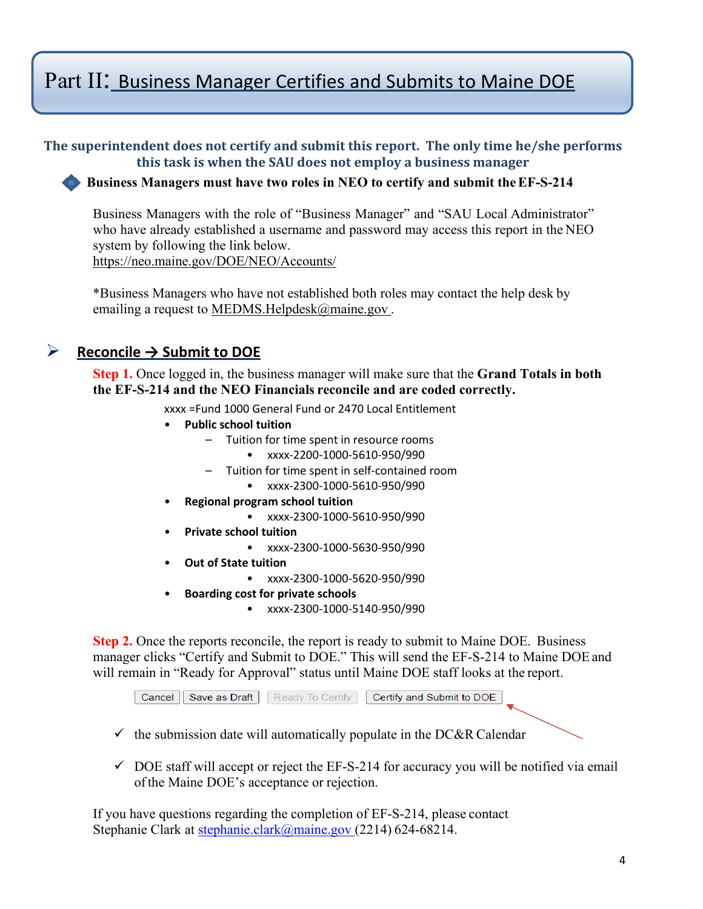# Part II: Business Manager Certifies and Submits to Maine DOE

**The superintendent does not certify and submit this report. The only time he/she performs this task is when the SAU does not employ a business manager**

- **Business Managers must have two roles in NEO to certify and submit the EF-S-214**

Business Managers with the role of "Business Manager" and "SAU Local Administrator" who have already established a username and password may access this report in the NEO system by following the link below.
https://neo.maine.gov/DOE/NEO/Accounts/

*Business Managers who have not established both roles may contact the help desk by emailing a request to MEDMS.Helpdesk@maine.gov .

## Reconcile → Submit to DOE

**Step 1.** Once logged in, the business manager will make sure that the **Grand Totals in both the EF-S-214 and the NEO Financials reconcile and are coded correctly.**

xxxx =Fund 1000 General Fund or 2470 Local Entitlement

- **Public school tuition**
  - Tuition for time spent in resource rooms
    - xxxx-2200-1000-5610-950/990
  - Tuition for time spent in self-contained room
    - xxxx-2300-1000-5610-950/990
- **Regional program school tuition**
  - xxxx-2300-1000-5610-950/990
- **Private school tuition**
  - xxxx-2300-1000-5630-950/990
- **Out of State tuition**
  - xxxx-2300-1000-5620-950/990
- **Boarding cost for private schools**
  - xxxx-2300-1000-5140-950/990

**Step 2.** Once the reports reconcile, the report is ready to submit to Maine DOE. Business manager clicks "Certify and Submit to DOE." This will send the EF-S-214 to Maine DOE and will remain in "Ready for Approval" status until Maine DOE staff looks at the report.

Cancel | Save as Draft | Ready To Certify | Certify and Submit to DOE

- ✓ the submission date will automatically populate in the DC&R Calendar
- ✓ DOE staff will accept or reject the EF-S-214 for accuracy you will be notified via email of the Maine DOE's acceptance or rejection.

If you have questions regarding the completion of EF-S-214, please contact Stephanie Clark at stephanie.clark@maine.gov (2214) 624-68214.